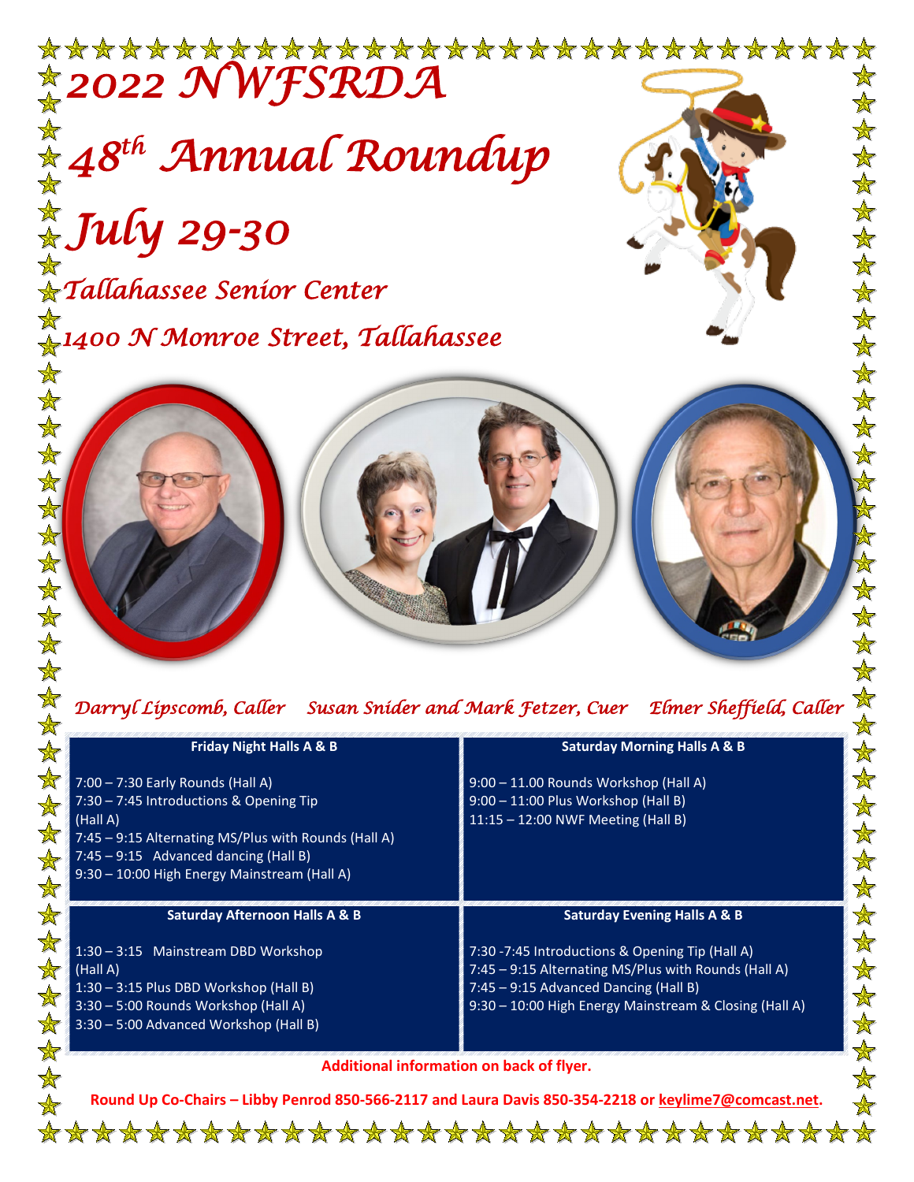# 2022 NWFSRDA

# 48th Annual Roundup

# July 29-30

## Tallahassee Senior Center

## 1400 N Monroe Street, Tallahassee

*Darryl Lipscomb, Caller* *Susan Snider and Mark Fetzer, Cuer* *Elmer Sheffield, Caller*

**Friday Night Halls A & B**

7:00 – 7:30 Early Rounds (Hall A)
7:30 – 7:45 Introductions & Opening Tip (Hall A)
7:45 – 9:15 Alternating MS/Plus with Rounds (Hall A)
7:45 – 9:15 Advanced dancing (Hall B)
9:30 – 10:00 High Energy Mainstream (Hall A)

**Saturday Morning Halls A & B**

9:00 – 11.00 Rounds Workshop (Hall A)
9:00 – 11:00 Plus Workshop (Hall B)
11:15 – 12:00 NWF Meeting (Hall B)

**Saturday Afternoon Halls A & B**

1:30 – 3:15 Mainstream DBD Workshop (Hall A)
1:30 – 3:15 Plus DBD Workshop (Hall B)
3:30 – 5:00 Rounds Workshop (Hall A)
3:30 – 5:00 Advanced Workshop (Hall B)

**Saturday Evening Halls A & B**

7:30 -7:45 Introductions & Opening Tip (Hall A)
7:45 – 9:15 Alternating MS/Plus with Rounds (Hall A)
7:45 – 9:15 Advanced Dancing (Hall B)
9:30 – 10:00 High Energy Mainstream & Closing (Hall A)

**Additional information on back of flyer.**

**Round Up Co-Chairs – Libby Penrod 850-566-2117 and Laura Davis 850-354-2218 or keylime7@comcast.net.**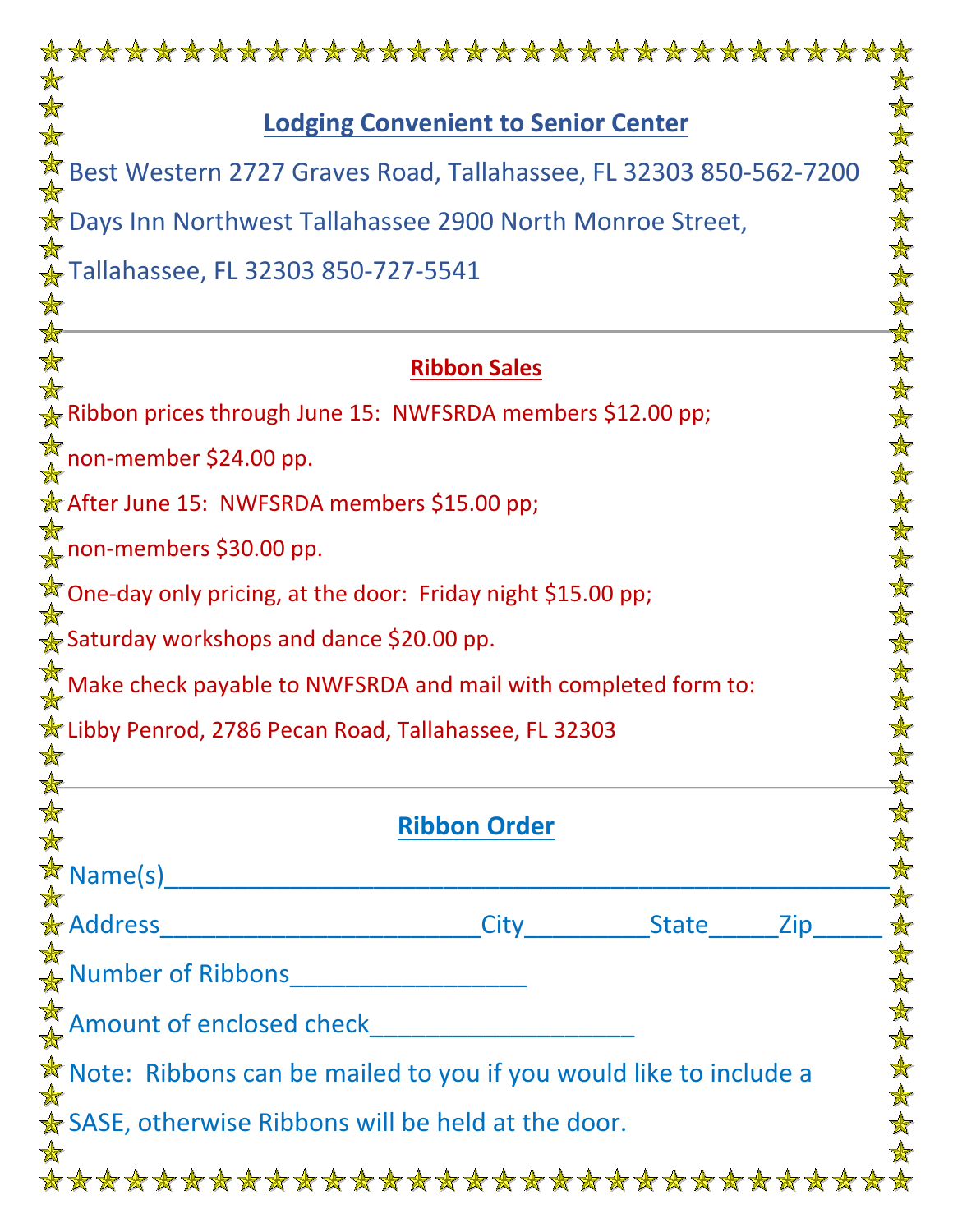## Lodging Convenient to Senior Center

Best Western 2727 Graves Road, Tallahassee, FL 32303 850-562-7200

Days Inn Northwest Tallahassee 2900 North Monroe Street,

Tallahassee, FL 32303 850-727-5541

---

## Ribbon Sales

Ribbon prices through June 15: NWFSRDA members $12.00 pp;

non-member $24.00 pp.

After June 15: NWFSRDA members $15.00 pp;

non-members $30.00 pp.

One-day only pricing, at the door: Friday night $15.00 pp;

Saturday workshops and dance $20.00 pp.

Make check payable to NWFSRDA and mail with completed form to:

Libby Penrod, 2786 Pecan Road, Tallahassee, FL 32303

---

## Ribbon Order

Name(s)________________________________________________

Address______________________City_________State_____Zip_____

Number of Ribbons_________________

Amount of enclosed check___________________

Note: Ribbons can be mailed to you if you would like to include a

SASE, otherwise Ribbons will be held at the door.